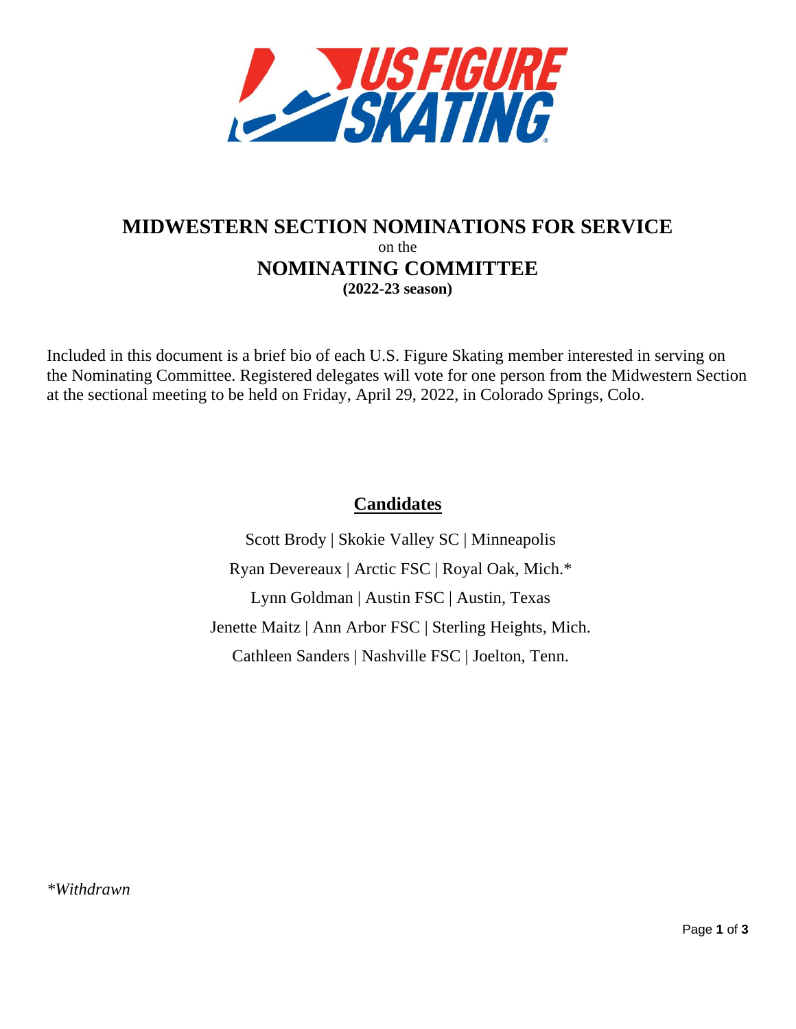# MIDWESTERN SECTION NOMINATIONS FOR SERVICE

on the

# NOMINATING COMMITTEE

**(2022-23 season)**

Included in this document is a brief bio of each U.S. Figure Skating member interested in serving on the Nominating Committee. Registered delegates will vote for one person from the Midwestern Section at the sectional meeting to be held on Friday, April 29, 2022, in Colorado Springs, Colo.

## Candidates

Scott Brody | Skokie Valley SC | Minneapolis

Ryan Devereaux | Arctic FSC | Royal Oak, Mich.*

Lynn Goldman | Austin FSC | Austin, Texas

Jenette Maitz | Ann Arbor FSC | Sterling Heights, Mich.

Cathleen Sanders | Nashville FSC | Joelton, Tenn.

**Withdrawn*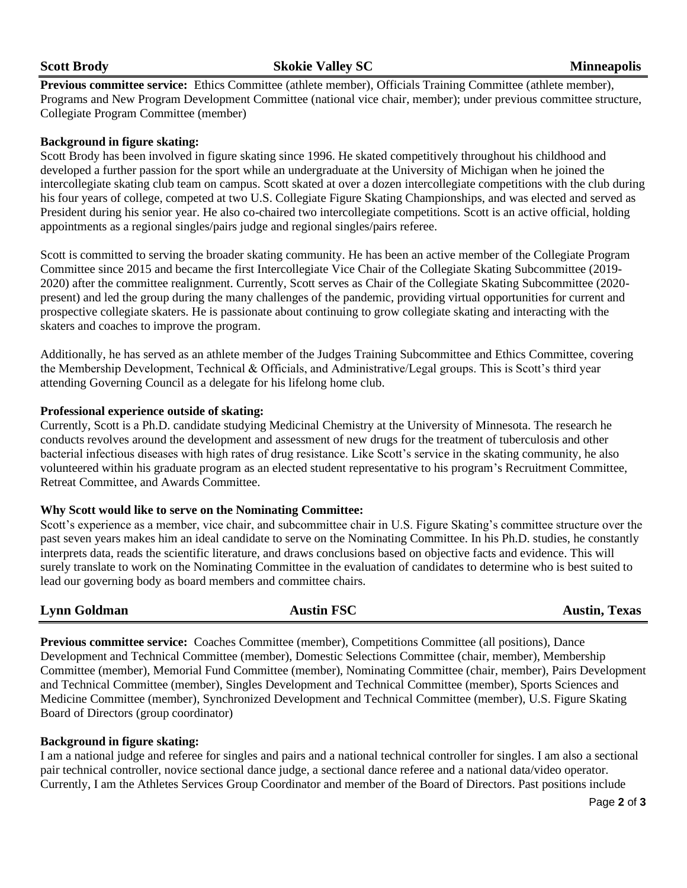**Scott Brody** **Skokie Valley SC** **Minneapolis**

**Previous committee service:** Ethics Committee (athlete member), Officials Training Committee (athlete member), Programs and New Program Development Committee (national vice chair, member); under previous committee structure, Collegiate Program Committee (member)

**Background in figure skating:**

Scott Brody has been involved in figure skating since 1996. He skated competitively throughout his childhood and developed a further passion for the sport while an undergraduate at the University of Michigan when he joined the intercollegiate skating club team on campus. Scott skated at over a dozen intercollegiate competitions with the club during his four years of college, competed at two U.S. Collegiate Figure Skating Championships, and was elected and served as President during his senior year. He also co-chaired two intercollegiate competitions. Scott is an active official, holding appointments as a regional singles/pairs judge and regional singles/pairs referee.

Scott is committed to serving the broader skating community. He has been an active member of the Collegiate Program Committee since 2015 and became the first Intercollegiate Vice Chair of the Collegiate Skating Subcommittee (2019-2020) after the committee realignment. Currently, Scott serves as Chair of the Collegiate Skating Subcommittee (2020-present) and led the group during the many challenges of the pandemic, providing virtual opportunities for current and prospective collegiate skaters. He is passionate about continuing to grow collegiate skating and interacting with the skaters and coaches to improve the program.

Additionally, he has served as an athlete member of the Judges Training Subcommittee and Ethics Committee, covering the Membership Development, Technical & Officials, and Administrative/Legal groups. This is Scott's third year attending Governing Council as a delegate for his lifelong home club.

**Professional experience outside of skating:**

Currently, Scott is a Ph.D. candidate studying Medicinal Chemistry at the University of Minnesota. The research he conducts revolves around the development and assessment of new drugs for the treatment of tuberculosis and other bacterial infectious diseases with high rates of drug resistance. Like Scott's service in the skating community, he also volunteered within his graduate program as an elected student representative to his program's Recruitment Committee, Retreat Committee, and Awards Committee.

**Why Scott would like to serve on the Nominating Committee:**

Scott's experience as a member, vice chair, and subcommittee chair in U.S. Figure Skating's committee structure over the past seven years makes him an ideal candidate to serve on the Nominating Committee. In his Ph.D. studies, he constantly interprets data, reads the scientific literature, and draws conclusions based on objective facts and evidence. This will surely translate to work on the Nominating Committee in the evaluation of candidates to determine who is best suited to lead our governing body as board members and committee chairs.

**Lynn Goldman** **Austin FSC** **Austin, Texas**

**Previous committee service:** Coaches Committee (member), Competitions Committee (all positions), Dance Development and Technical Committee (member), Domestic Selections Committee (chair, member), Membership Committee (member), Memorial Fund Committee (member), Nominating Committee (chair, member), Pairs Development and Technical Committee (member), Singles Development and Technical Committee (member), Sports Sciences and Medicine Committee (member), Synchronized Development and Technical Committee (member), U.S. Figure Skating Board of Directors (group coordinator)

**Background in figure skating:**

I am a national judge and referee for singles and pairs and a national technical controller for singles. I am also a sectional pair technical controller, novice sectional dance judge, a sectional dance referee and a national data/video operator. Currently, I am the Athletes Services Group Coordinator and member of the Board of Directors. Past positions include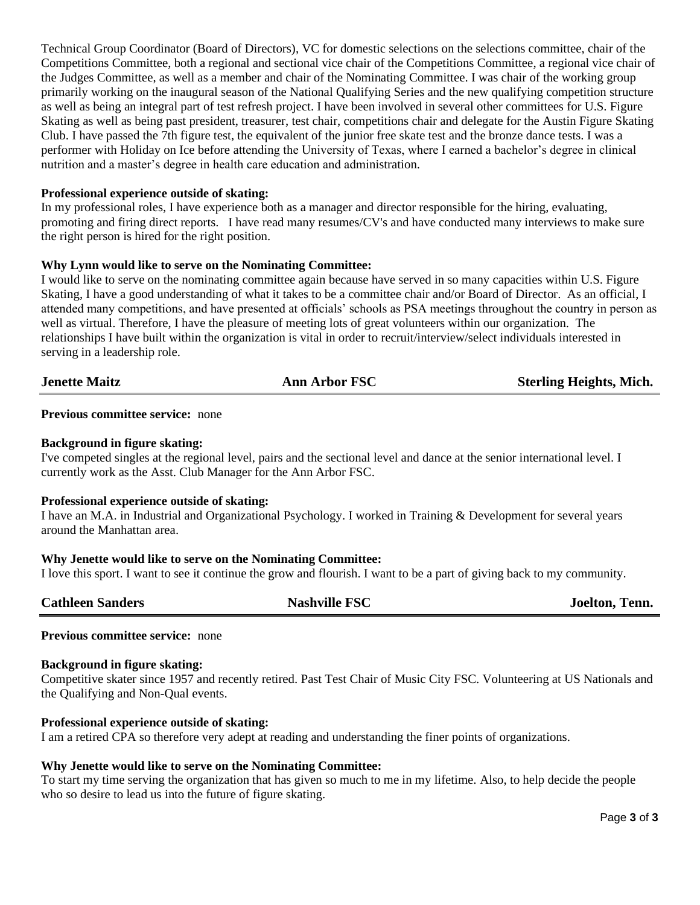Technical Group Coordinator (Board of Directors), VC for domestic selections on the selections committee, chair of the Competitions Committee, both a regional and sectional vice chair of the Competitions Committee, a regional vice chair of the Judges Committee, as well as a member and chair of the Nominating Committee. I was chair of the working group primarily working on the inaugural season of the National Qualifying Series and the new qualifying competition structure as well as being an integral part of test refresh project. I have been involved in several other committees for U.S. Figure Skating as well as being past president, treasurer, test chair, competitions chair and delegate for the Austin Figure Skating Club. I have passed the 7th figure test, the equivalent of the junior free skate test and the bronze dance tests. I was a performer with Holiday on Ice before attending the University of Texas, where I earned a bachelor's degree in clinical nutrition and a master's degree in health care education and administration.

**Professional experience outside of skating:**
In my professional roles, I have experience both as a manager and director responsible for the hiring, evaluating, promoting and firing direct reports. I have read many resumes/CV's and have conducted many interviews to make sure the right person is hired for the right position.

**Why Lynn would like to serve on the Nominating Committee:**
I would like to serve on the nominating committee again because have served in so many capacities within U.S. Figure Skating, I have a good understanding of what it takes to be a committee chair and/or Board of Director. As an official, I attended many competitions, and have presented at officials' schools as PSA meetings throughout the country in person as well as virtual. Therefore, I have the pleasure of meeting lots of great volunteers within our organization. The relationships I have built within the organization is vital in order to recruit/interview/select individuals interested in serving in a leadership role.

| **Jenette Maitz** | **Ann Arbor FSC** | **Sterling Heights, Mich.** |
|---|---|---|

**Previous committee service:** none

**Background in figure skating:**
I've competed singles at the regional level, pairs and the sectional level and dance at the senior international level. I currently work as the Asst. Club Manager for the Ann Arbor FSC.

**Professional experience outside of skating:**
I have an M.A. in Industrial and Organizational Psychology. I worked in Training & Development for several years around the Manhattan area.

**Why Jenette would like to serve on the Nominating Committee:**
I love this sport. I want to see it continue the grow and flourish. I want to be a part of giving back to my community.

| **Cathleen Sanders** | **Nashville FSC** | **Joelton, Tenn.** |
|---|---|---|

**Previous committee service:** none

**Background in figure skating:**
Competitive skater since 1957 and recently retired. Past Test Chair of Music City FSC. Volunteering at US Nationals and the Qualifying and Non-Qual events.

**Professional experience outside of skating:**
I am a retired CPA so therefore very adept at reading and understanding the finer points of organizations.

**Why Jenette would like to serve on the Nominating Committee:**
To start my time serving the organization that has given so much to me in my lifetime. Also, to help decide the people who so desire to lead us into the future of figure skating.